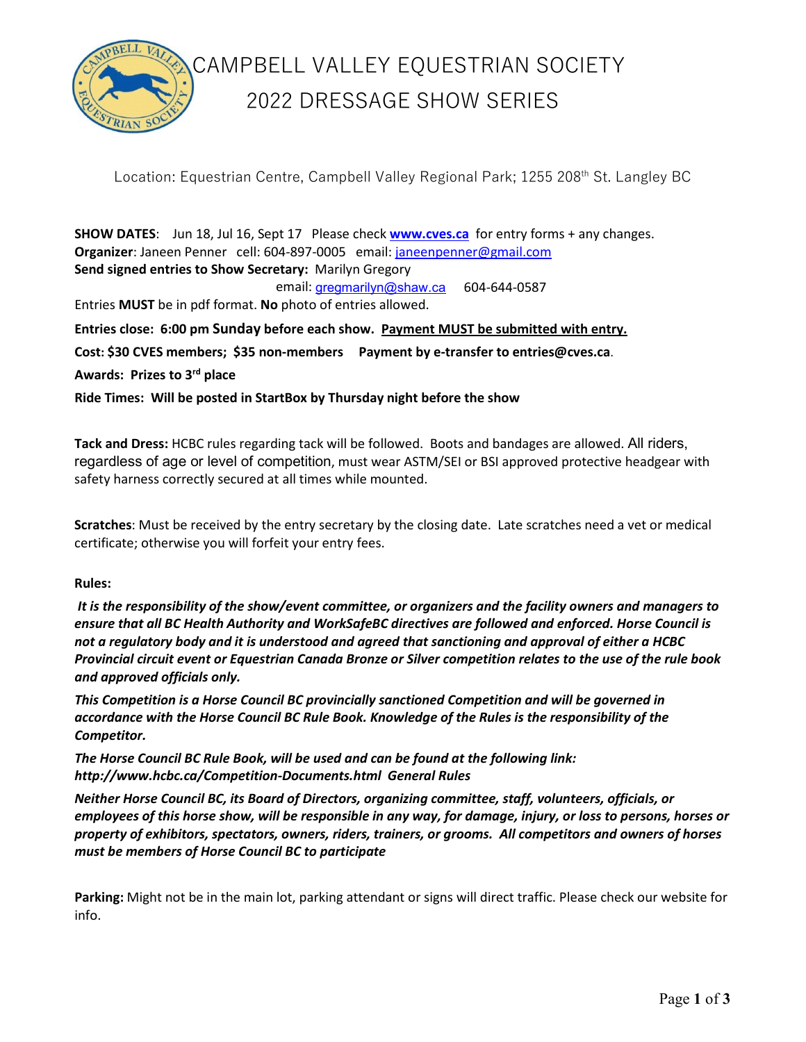# CAMPBELL VALLEY EQUESTRIAN SOCIETY
## 2022 DRESSAGE SHOW SERIES

Location: Equestrian Centre, Campbell Valley Regional Park; 1255 208th St. Langley BC

**SHOW DATES**: Jun 18, Jul 16, Sept 17 Please check **www.cves.ca** for entry forms + any changes.
**Organizer**: Janeen Penner cell: 604-897-0005 email: janeenpenner@gmail.com
**Send signed entries to Show Secretary:** Marilyn Gregory
email: gregmarilyn@shaw.ca 604-644-0587
Entries **MUST** be in pdf format. **No** photo of entries allowed.

**Entries close: 6:00 pm Sunday before each show. Payment MUST be submitted with entry.**

**Cost: $30 CVES members; $35 non-members Payment by e-transfer to entries@cves.ca.**

**Awards: Prizes to 3rd place**

**Ride Times: Will be posted in StartBox by Thursday night before the show**

**Tack and Dress:** HCBC rules regarding tack will be followed. Boots and bandages are allowed. All riders, regardless of age or level of competition, must wear ASTM/SEI or BSI approved protective headgear with safety harness correctly secured at all times while mounted.

**Scratches**: Must be received by the entry secretary by the closing date. Late scratches need a vet or medical certificate; otherwise you will forfeit your entry fees.

**Rules:**

***It is the responsibility of the show/event committee, or organizers and the facility owners and managers to ensure that all BC Health Authority and WorkSafeBC directives are followed and enforced. Horse Council is not a regulatory body and it is understood and agreed that sanctioning and approval of either a HCBC Provincial circuit event or Equestrian Canada Bronze or Silver competition relates to the use of the rule book and approved officials only.***

***This Competition is a Horse Council BC provincially sanctioned Competition and will be governed in accordance with the Horse Council BC Rule Book. Knowledge of the Rules is the responsibility of the Competitor.***

***The Horse Council BC Rule Book, will be used and can be found at the following link: http://www.hcbc.ca/Competition-Documents.html General Rules***

***Neither Horse Council BC, its Board of Directors, organizing committee, staff, volunteers, officials, or employees of this horse show, will be responsible in any way, for damage, injury, or loss to persons, horses or property of exhibitors, spectators, owners, riders, trainers, or grooms. All competitors and owners of horses must be members of Horse Council BC to participate***

**Parking:** Might not be in the main lot, parking attendant or signs will direct traffic. Please check our website for info.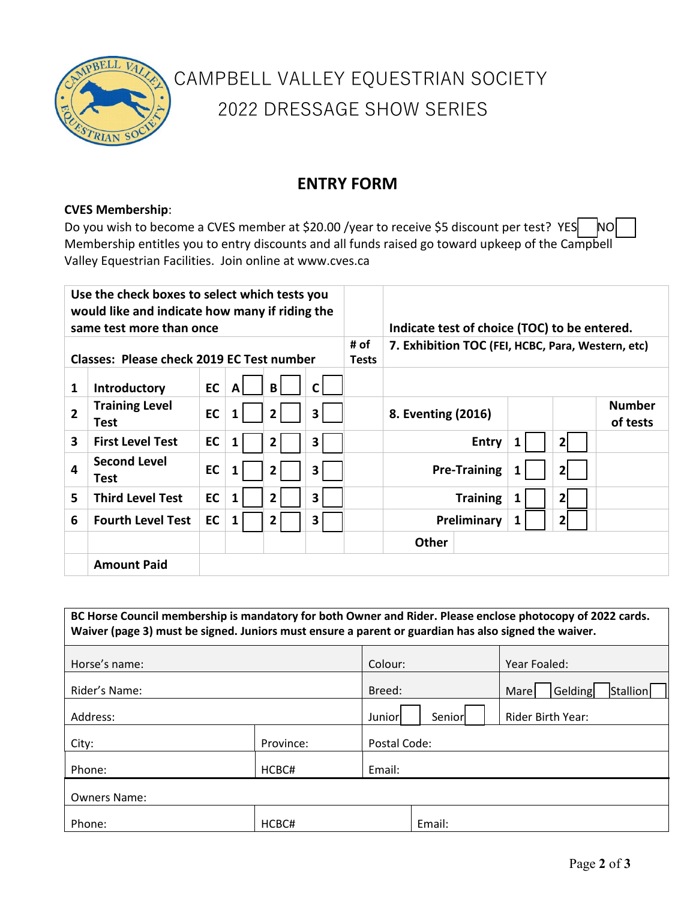# CAMPBELL VALLEY EQUESTRIAN SOCIETY

## 2022 DRESSAGE SHOW SERIES

## ENTRY FORM

**CVES Membership**:

Do you wish to become a CVES member at $20.00 /year to receive $5 discount per test? YES ☐ NO ☐

Membership entitles you to entry discounts and all funds raised go toward upkeep of the Campbell Valley Equestrian Facilities. Join online at www.cves.ca

| **Use the check boxes to select which tests you would like and indicate how many if riding the same test more than once** | | | | | | | **Indicate test of choice (TOC) to be entered.** | | | |
|---|---|---|---|---|---|---|---|---|---|---|
| **Classes: Please check 2019 EC Test number** | | | | | | **# of Tests** | **7. Exhibition TOC (FEI, HCBC, Para, Western, etc)** | | | |
| **1** | **Introductory** | **EC** | **A** ☐ | **B** ☐ | **C** ☐ | | | | | |
| **2** | **Training Level Test** | **EC** | **1** ☐ | **2** ☐ | **3** ☐ | | **8. Eventing (2016)** | | | **Number of tests** |
| **3** | **First Level Test** | **EC** | **1** ☐ | **2** ☐ | **3** ☐ | | **Entry** | **1** ☐ | **2** ☐ | |
| **4** | **Second Level Test** | **EC** | **1** ☐ | **2** ☐ | **3** ☐ | | **Pre-Training** | **1** ☐ | **2** ☐ | |
| **5** | **Third Level Test** | **EC** | **1** ☐ | **2** ☐ | **3** ☐ | | **Training** | **1** ☐ | **2** ☐ | |
| **6** | **Fourth Level Test** | **EC** | **1** ☐ | **2** ☐ | **3** ☐ | | **Preliminary** | **1** ☐ | **2** ☐ | |
| | | | | | | | **Other** | | | |
| | **Amount Paid** | | | | | | | | | |

| **BC Horse Council membership is mandatory for both Owner and Rider. Please enclose photocopy of 2022 cards. Waiver (page 3) must be signed. Juniors must ensure a parent or guardian has also signed the waiver.** | | | |
|---|---|---|---|
| Horse's name: | | Colour: | Year Foaled: |
| Rider's Name: | | Breed: | Mare ☐ Gelding ☐ Stallion ☐ |
| Address: | | Junior ☐ Senior ☐ | Rider Birth Year: |
| City: | Province: | Postal Code: | |
| Phone: | HCBC# | Email: | |
| Owners Name: | | | |
| Phone: | HCBC# | Email: | |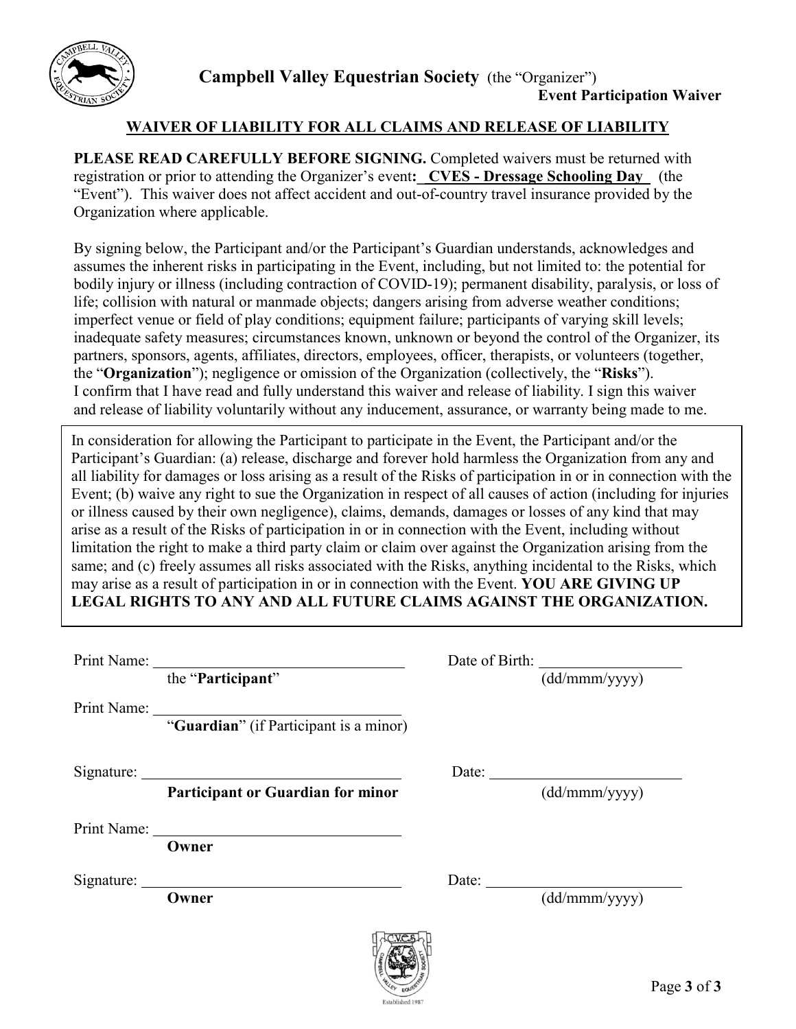**Campbell Valley Equestrian Society** (the "Organizer")

**Event Participation Waiver**

## WAIVER OF LIABILITY FOR ALL CLAIMS AND RELEASE OF LIABILITY

**PLEASE READ CAREFULLY BEFORE SIGNING.** Completed waivers must be returned with registration or prior to attending the Organizer's event**: CVES - Dressage Schooling Day** (the "Event"). This waiver does not affect accident and out-of-country travel insurance provided by the Organization where applicable.

By signing below, the Participant and/or the Participant's Guardian understands, acknowledges and assumes the inherent risks in participating in the Event, including, but not limited to: the potential for bodily injury or illness (including contraction of COVID-19); permanent disability, paralysis, or loss of life; collision with natural or manmade objects; dangers arising from adverse weather conditions; imperfect venue or field of play conditions; equipment failure; participants of varying skill levels; inadequate safety measures; circumstances known, unknown or beyond the control of the Organizer, its partners, sponsors, agents, affiliates, directors, employees, officer, therapists, or volunteers (together, the "**Organization**"); negligence or omission of the Organization (collectively, the "**Risks**"). I confirm that I have read and fully understand this waiver and release of liability. I sign this waiver and release of liability voluntarily without any inducement, assurance, or warranty being made to me.

In consideration for allowing the Participant to participate in the Event, the Participant and/or the Participant's Guardian: (a) release, discharge and forever hold harmless the Organization from any and all liability for damages or loss arising as a result of the Risks of participation in or in connection with the Event; (b) waive any right to sue the Organization in respect of all causes of action (including for injuries or illness caused by their own negligence), claims, demands, damages or losses of any kind that may arise as a result of the Risks of participation in or in connection with the Event, including without limitation the right to make a third party claim or claim over against the Organization arising from the same; and (c) freely assumes all risks associated with the Risks, anything incidental to the Risks, which may arise as a result of participation in or in connection with the Event. **YOU ARE GIVING UP LEGAL RIGHTS TO ANY AND ALL FUTURE CLAIMS AGAINST THE ORGANIZATION.**

Print Name: ______________________________ Date of Birth: ____________________
the "**Participant**" (dd/mmm/yyyy)

Print Name: ______________________________
"**Guardian**" (if Participant is a minor)

Signature: ______________________________ Date: ____________________
**Participant or Guardian for minor** (dd/mmm/yyyy)

Print Name: ______________________________
**Owner**

Signature: ______________________________ Date: ____________________
**Owner** (dd/mmm/yyyy)

Established 1987